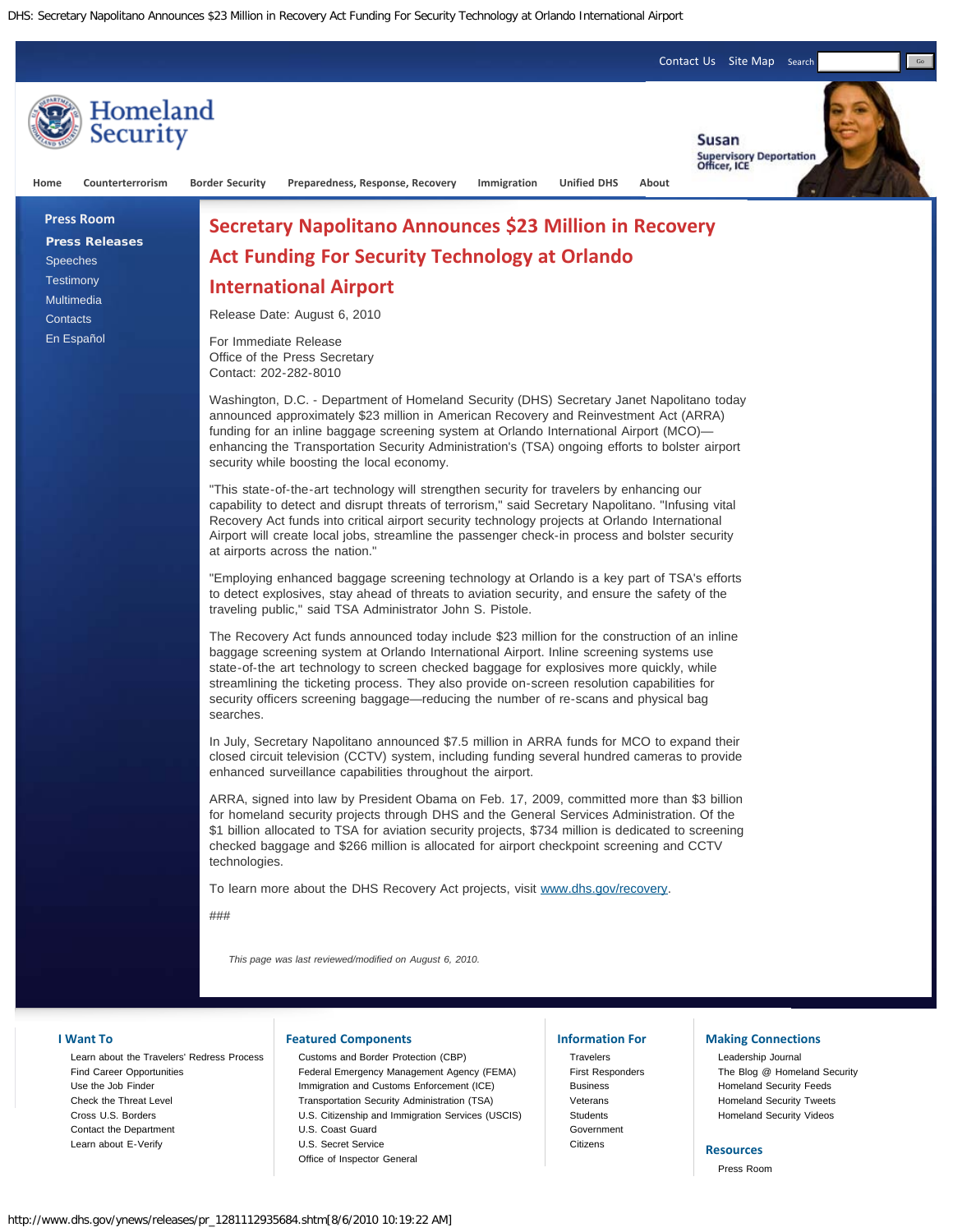Contact Us Site Map Search

Homeland Security

Susan
Supervisory Deportation Officer, ICE

Home | Counterterrorism | Border Security | Preparedness, Response, Recovery | Immigration | Unified DHS | About

**Press Room**

- **Press Releases**
- Speeches
- Testimony
- Multimedia
- Contacts
- En Español

# Secretary Napolitano Announces $23 Million in Recovery Act Funding For Security Technology at Orlando International Airport

Release Date: August 6, 2010

For Immediate Release
Office of the Press Secretary
Contact: 202-282-8010

Washington, D.C. - Department of Homeland Security (DHS) Secretary Janet Napolitano today announced approximately $23 million in American Recovery and Reinvestment Act (ARRA) funding for an inline baggage screening system at Orlando International Airport (MCO)—enhancing the Transportation Security Administration's (TSA) ongoing efforts to bolster airport security while boosting the local economy.

"This state-of-the-art technology will strengthen security for travelers by enhancing our capability to detect and disrupt threats of terrorism," said Secretary Napolitano. "Infusing vital Recovery Act funds into critical airport security technology projects at Orlando International Airport will create local jobs, streamline the passenger check-in process and bolster security at airports across the nation."

"Employing enhanced baggage screening technology at Orlando is a key part of TSA's efforts to detect explosives, stay ahead of threats to aviation security, and ensure the safety of the traveling public," said TSA Administrator John S. Pistole.

The Recovery Act funds announced today include $23 million for the construction of an inline baggage screening system at Orlando International Airport. Inline screening systems use state-of-the art technology to screen checked baggage for explosives more quickly, while streamlining the ticketing process. They also provide on-screen resolution capabilities for security officers screening baggage—reducing the number of re-scans and physical bag searches.

In July, Secretary Napolitano announced $7.5 million in ARRA funds for MCO to expand their closed circuit television (CCTV) system, including funding several hundred cameras to provide enhanced surveillance capabilities throughout the airport.

ARRA, signed into law by President Obama on Feb. 17, 2009, committed more than $3 billion for homeland security projects through DHS and the General Services Administration. Of the $1 billion allocated to TSA for aviation security projects, $734 million is dedicated to screening checked baggage and $266 million is allocated for airport checkpoint screening and CCTV technologies.

To learn more about the DHS Recovery Act projects, visit [www.dhs.gov/recovery](http://www.dhs.gov/recovery).

###

*This page was last reviewed/modified on August 6, 2010.*

**I Want To**

- Learn about the Travelers' Redress Process
- Find Career Opportunities
- Use the Job Finder
- Check the Threat Level
- Cross U.S. Borders
- Contact the Department
- Learn about E-Verify

**Featured Components**

- Customs and Border Protection (CBP)
- Federal Emergency Management Agency (FEMA)
- Immigration and Customs Enforcement (ICE)
- Transportation Security Administration (TSA)
- U.S. Citizenship and Immigration Services (USCIS)
- U.S. Coast Guard
- U.S. Secret Service
- Office of Inspector General

**Information For**

- Travelers
- First Responders
- Business
- Veterans
- Students
- Government
- Citizens

**Making Connections**

- Leadership Journal
- The Blog @ Homeland Security
- Homeland Security Feeds
- Homeland Security Tweets
- Homeland Security Videos

**Resources**

- Press Room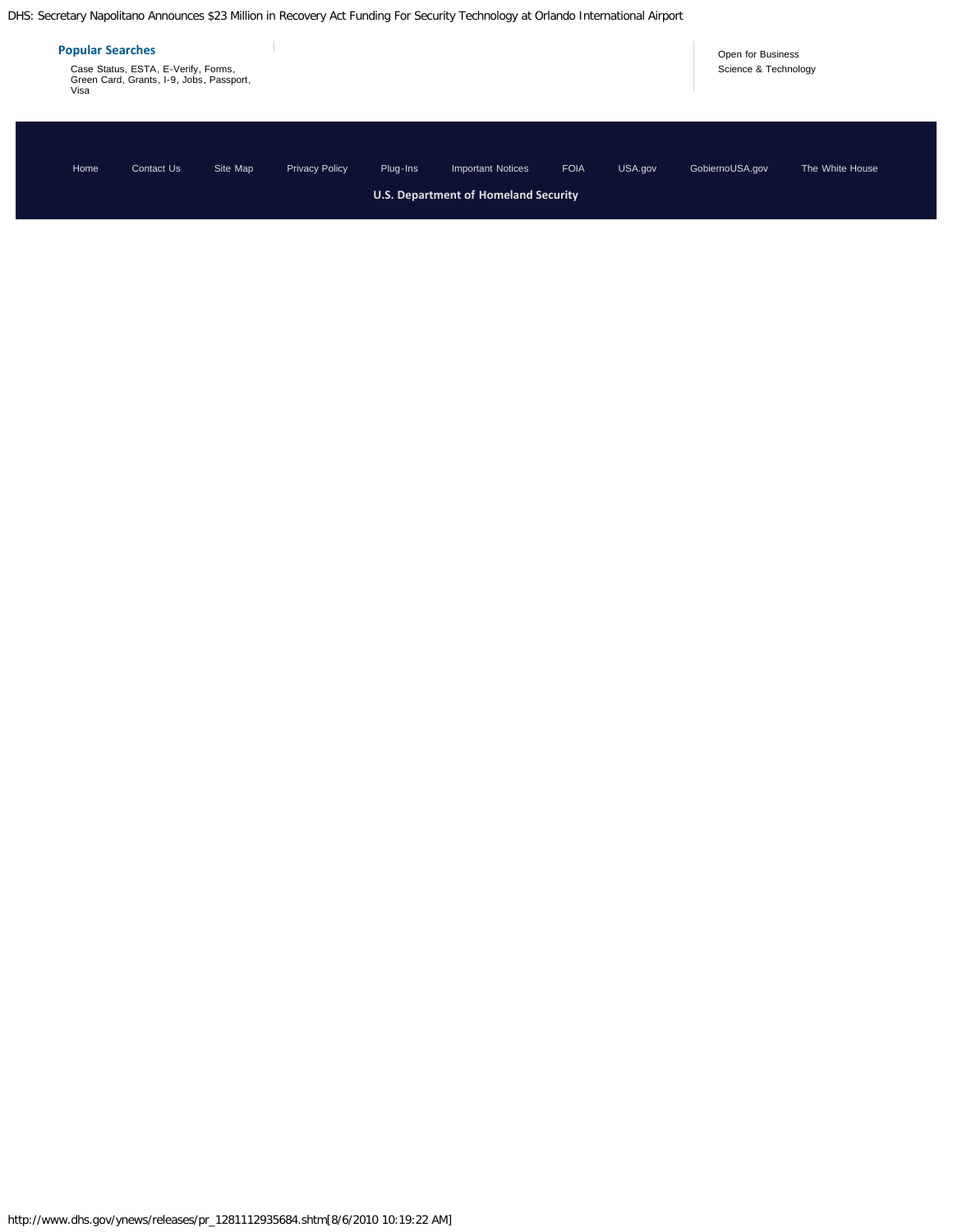**Popular Searches**

Case Status, ESTA, E-Verify, Forms, Green Card, Grants, I-9, Jobs, Passport, Visa

Open for Business
Science & Technology

Home Contact Us Site Map Privacy Policy Plug-Ins Important Notices FOIA USA.gov GobiernoUSA.gov The White House

**U.S. Department of Homeland Security**